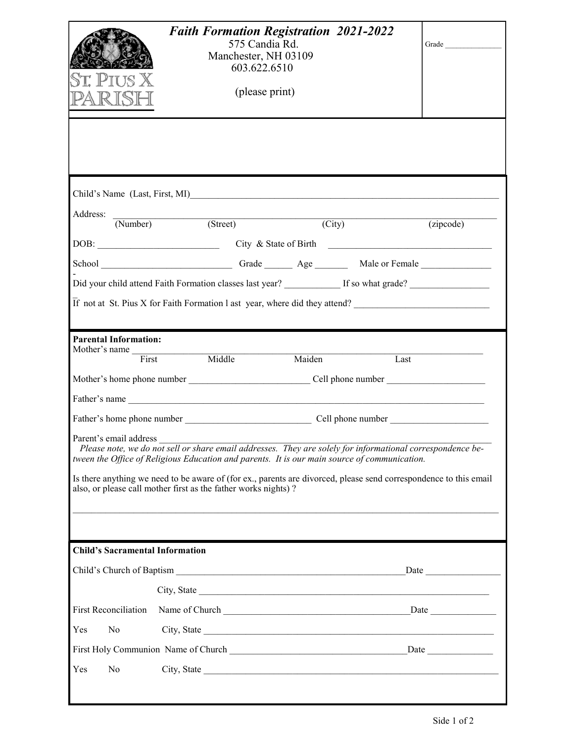ST. PIUS X PARISH

# *Faith Formation Registration 2021-2022*

575 Candia Rd.
Manchester, NH 03109
603.622.6510

(please print)

Grade ______________

Child's Name (Last, First, MI)_______________________________________________

Address: ______________________________________________________________
(Number) (Street) (City) (zipcode)

DOB: __________________________ City & State of Birth ___________________________

School ____________________________ Grade ______ Age _______ Male or Female _______________

Did your child attend Faith Formation classes last year? ___________ If so what grade? ________________

If not at St. Pius X for Faith Formation l ast year, where did they attend? ____________________________

**Parental Information:**

Mother's name ___________________________________________________________
First Middle Maiden Last

Mother's home phone number _________________________ Cell phone number _____________________

Father's name ____________________________________________________________________

Father's home phone number __________________________ Cell phone number _____________________

Parent's email address _______________________________________________________________

*Please note, we do not sell or share email addresses. They are solely for informational correspondence between the Office of Religious Education and parents. It is our main source of communication.*

Is there anything we need to be aware of (for ex., parents are divorced, please send correspondence to this email also, or please call mother first as the father works nights) ?

______________________________________________________________________________

**Child's Sacramental Information**

Child's Church of Baptism _____________________________________________Date _______________

City, State ______________________________________________________________

First Reconciliation Name of Church _____________________________________Date ______________

Yes No City, State ______________________________________________________________

First Holy Communion Name of Church ___________________________________Date ______________

Yes No City, State ______________________________________________________________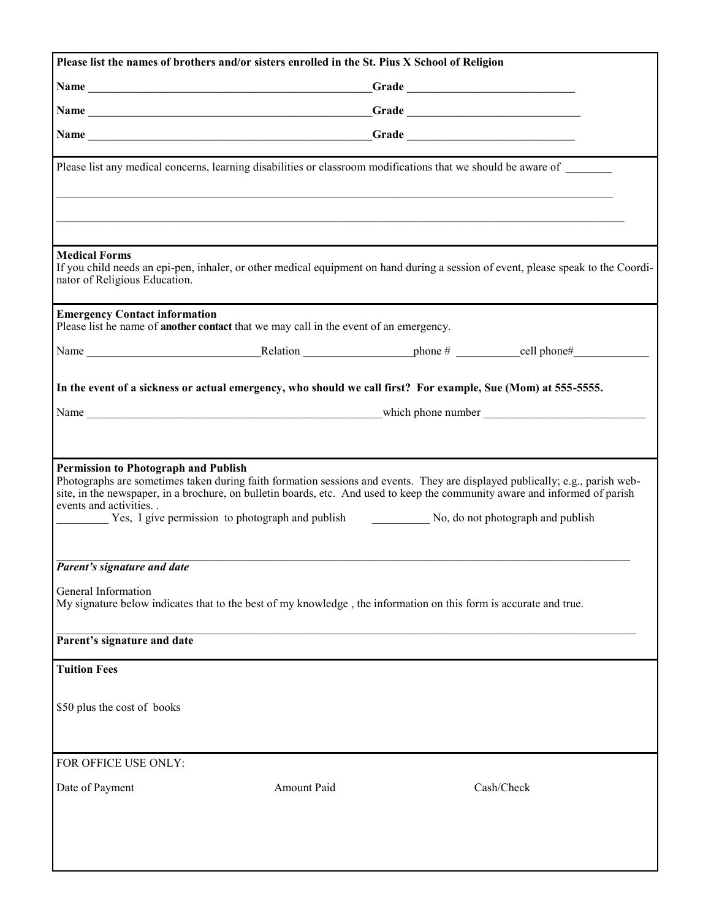**Please list the names of brothers and/or sisters enrolled in the St. Pius X School of Religion**

**Name** __________________________________________________ **Grade** ____________________________

**Name** __________________________________________________ **Grade** ______________________________

**Name** __________________________________________________ **Grade** ____________________________

Please list any medical concerns, learning disabilities or classroom modifications that we should be aware of ________

_____________________________________________________________________________________________________

_____________________________________________________________________________________________________

**Medical Forms**

If you child needs an epi-pen, inhaler, or other medical equipment on hand during a session of event, please speak to the Coordinator of Religious Education.

**Emergency Contact information**

Please list he name of **another contact** that we may call in the event of an emergency.

Name ______________________________Relation __________________phone # ___________cell phone#_____________

**In the event of a sickness or actual emergency, who should we call first? For example, Sue (Mom) at 555-5555.**

Name ____________________________________________________which phone number ____________________________

**Permission to Photograph and Publish**

Photographs are sometimes taken during faith formation sessions and events. They are displayed publically; e.g., parish website, in the newspaper, in a brochure, on bulletin boards, etc. And used to keep the community aware and informed of parish events and activities. .

_________ Yes, I give permission to photograph and publish __________ No, do not photograph and publish

_____________________________________________________________________________________________________

***Parent's signature and date***

General Information

My signature below indicates that to the best of my knowledge , the information on this form is accurate and true.

_____________________________________________________________________________________________________

**Parent's signature and date**

**Tuition Fees**

$50 plus the cost of books

FOR OFFICE USE ONLY:

| Date of Payment | Amount Paid | Cash/Check |
|---|---|---|
| | | |